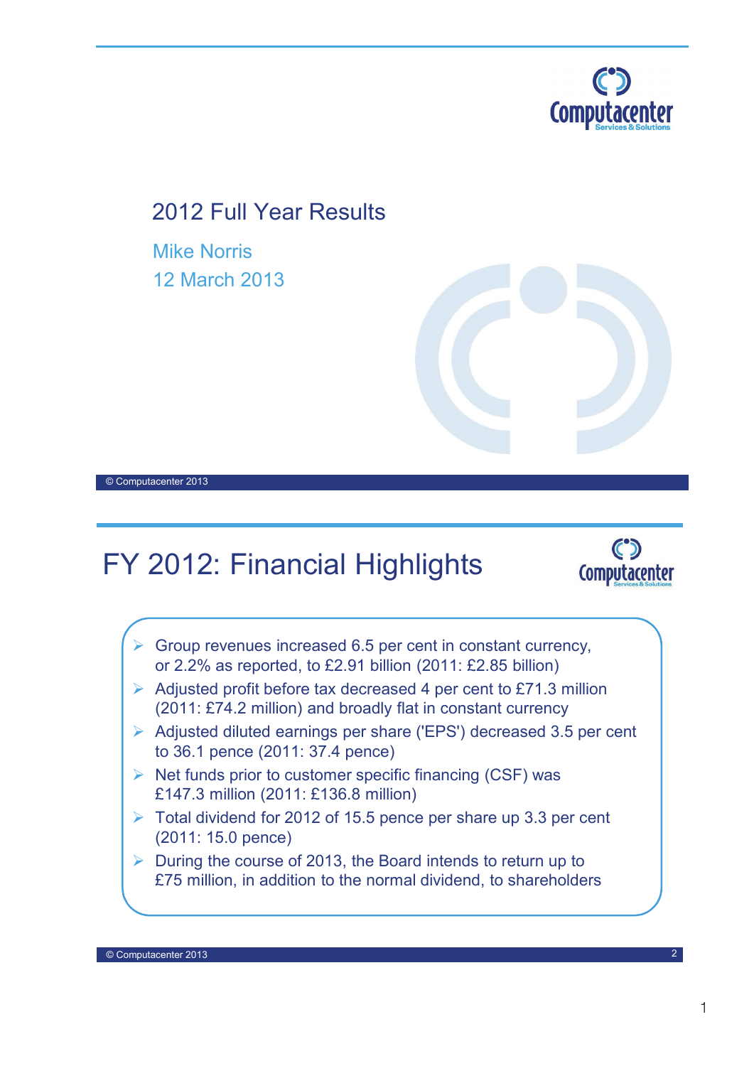# 2012 Full Year Results

Mike Norris

12 March 2013

© Computacenter 2013

## FY 2012: Financial Highlights

- Group revenues increased 6.5 per cent in constant currency, or 2.2% as reported, to £2.91 billion (2011: £2.85 billion)
- Adjusted profit before tax decreased 4 per cent to £71.3 million (2011: £74.2 million) and broadly flat in constant currency
- Adjusted diluted earnings per share ('EPS') decreased 3.5 per cent to 36.1 pence (2011: 37.4 pence)
- Net funds prior to customer specific financing (CSF) was £147.3 million (2011: £136.8 million)
- Total dividend for 2012 of 15.5 pence per share up 3.3 per cent (2011: 15.0 pence)
- During the course of 2013, the Board intends to return up to £75 million, in addition to the normal dividend, to shareholders

© Computacenter 2013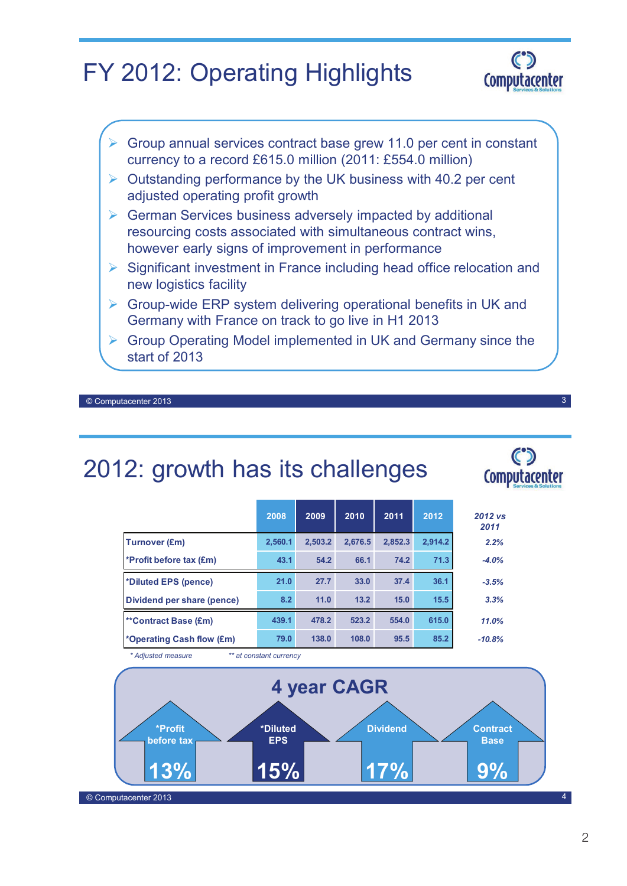# FY 2012: Operating Highlights

- Group annual services contract base grew 11.0 per cent in constant currency to a record £615.0 million (2011: £554.0 million)
- Outstanding performance by the UK business with 40.2 per cent adjusted operating profit growth
- German Services business adversely impacted by additional resourcing costs associated with simultaneous contract wins, however early signs of improvement in performance
- Significant investment in France including head office relocation and new logistics facility
- Group-wide ERP system delivering operational benefits in UK and Germany with France on track to go live in H1 2013
- Group Operating Model implemented in UK and Germany since the start of 2013

© Computacenter 2013

# 2012: growth has its challenges

| | 2008 | 2009 | 2010 | 2011 | 2012 | *2012 vs 2011* |
|---|---|---|---|---|---|---|
| Turnover (£m) | 2,560.1 | 2,503.2 | 2,676.5 | 2,852.3 | 2,914.2 | *2.2%* |
| *Profit before tax (£m) | 43.1 | 54.2 | 66.1 | 74.2 | 71.3 | *-4.0%* |
| *Diluted EPS (pence) | 21.0 | 27.7 | 33.0 | 37.4 | 36.1 | *-3.5%* |
| Dividend per share (pence) | 8.2 | 11.0 | 13.2 | 15.0 | 15.5 | *3.3%* |
| **Contract Base (£m) | 439.1 | 478.2 | 523.2 | 554.0 | 615.0 | *11.0%* |
| *Operating Cash flow (£m) | 79.0 | 138.0 | 108.0 | 95.5 | 85.2 | *-10.8%* |

*\* Adjusted measure*  *\*\* at constant currency*

## 4 year CAGR

- *Profit before tax: 13%
- *Diluted EPS: 15%
- Dividend: 17%
- Contract Base: 9%

© Computacenter 2013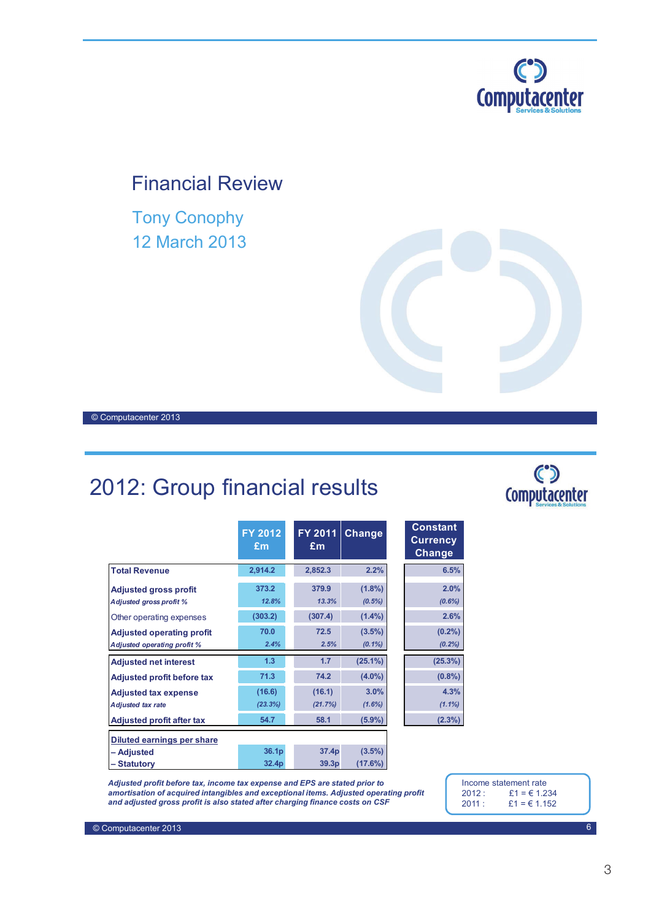# Financial Review

Tony Conophy

12 March 2013

© Computacenter 2013

## 2012: Group financial results

| | FY 2012 £m | FY 2011 £m | Change | Constant Currency Change |
|---|---|---|---|---|
| **Total Revenue** | 2,914.2 | 2,852.3 | 2.2% | 6.5% |
| **Adjusted gross profit** | 373.2 | 379.9 | (1.8%) | 2.0% |
| *Adjusted gross profit %* | *12.8%* | *13.3%* | *(0.5%)* | *(0.6%)* |
| Other operating expenses | (303.2) | (307.4) | (1.4%) | 2.6% |
| **Adjusted operating profit** | 70.0 | 72.5 | (3.5%) | (0.2%) |
| *Adjusted operating profit %* | *2.4%* | *2.5%* | *(0.1%)* | *(0.2%)* |
| **Adjusted net interest** | 1.3 | 1.7 | (25.1%) | (25.3%) |
| **Adjusted profit before tax** | 71.3 | 74.2 | (4.0%) | (0.8%) |
| **Adjusted tax expense** | (16.6) | (16.1) | 3.0% | 4.3% |
| *Adjusted tax rate* | *(23.3%)* | *(21.7%)* | *(1.6%)* | *(1.1%)* |
| **Adjusted profit after tax** | 54.7 | 58.1 | (5.9%) | (2.3%) |
| **Diluted earnings per share** | | | | |
| **– Adjusted** | 36.1p | 37.4p | (3.5%) | |
| **– Statutory** | 32.4p | 39.3p | (17.6%) | |

*Adjusted profit before tax, income tax expense and EPS are stated prior to amortisation of acquired intangibles and exceptional items. Adjusted operating profit and adjusted gross profit is also stated after charging finance costs on CSF*

Income statement rate
2012 : £1 = € 1.234
2011 : £1 = € 1.152

© Computacenter 2013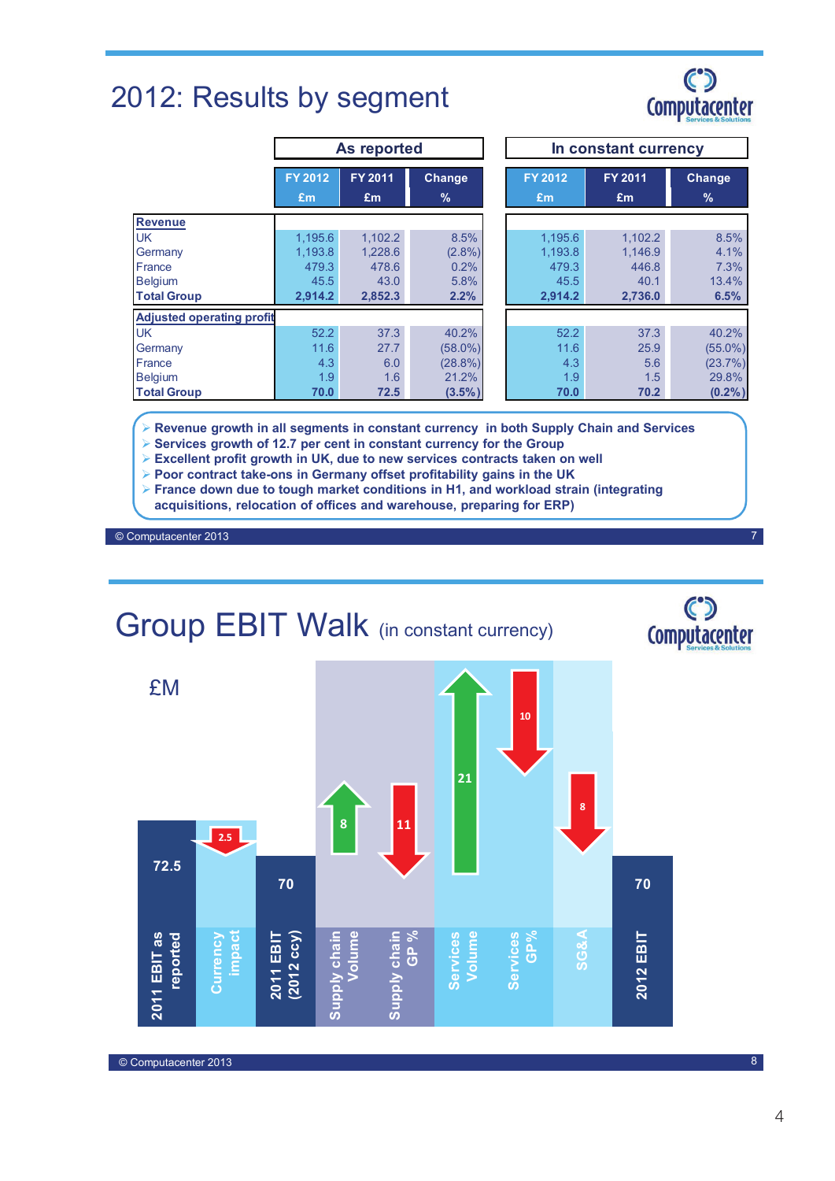# 2012: Results by segment

| | As reported | | | In constant currency | | |
|---|---|---|---|---|---|---|
| | FY 2012 £m | FY 2011 £m | Change % | FY 2012 £m | FY 2011 £m | Change % |
| **Revenue** | | | | | | |
| UK | 1,195.6 | 1,102.2 | 8.5% | 1,195.6 | 1,102.2 | 8.5% |
| Germany | 1,193.8 | 1,228.6 | (2.8%) | 1,193.8 | 1,146.9 | 4.1% |
| France | 479.3 | 478.6 | 0.2% | 479.3 | 446.8 | 7.3% |
| Belgium | 45.5 | 43.0 | 5.8% | 45.5 | 40.1 | 13.4% |
| **Total Group** | **2,914.2** | **2,852.3** | **2.2%** | **2,914.2** | **2,736.0** | **6.5%** |
| **Adjusted operating profit** | | | | | | |
| UK | 52.2 | 37.3 | 40.2% | 52.2 | 37.3 | 40.2% |
| Germany | 11.6 | 27.7 | (58.0%) | 11.6 | 25.9 | (55.0%) |
| France | 4.3 | 6.0 | (28.8%) | 4.3 | 5.6 | (23.7%) |
| Belgium | 1.9 | 1.6 | 21.2% | 1.9 | 1.5 | 29.8% |
| **Total Group** | **70.0** | **72.5** | **(3.5%)** | **70.0** | **70.2** | **(0.2%)** |

- **Revenue growth in all segments in constant currency in both Supply Chain and Services**
- **Services growth of 12.7 per cent in constant currency for the Group**
- **Excellent profit growth in UK, due to new services contracts taken on well**
- **Poor contract take-ons in Germany offset profitability gains in the UK**
- **France down due to tough market conditions in H1, and workload strain (integrating acquisitions, relocation of offices and warehouse, preparing for ERP)**

# Group EBIT Walk (in constant currency)

£M

| 2011 EBIT as reported | Currency impact | 2011 EBIT (2012 ccy) | Supply chain Volume | Supply chain GP % | Services Volume | Services GP% | SG&A | 2012 EBIT |
|---|---|---|---|---|---|---|---|---|
| 72.5 | -2.5 | 70 | +8 | -11 | +21 | -10 | -8 | 70 |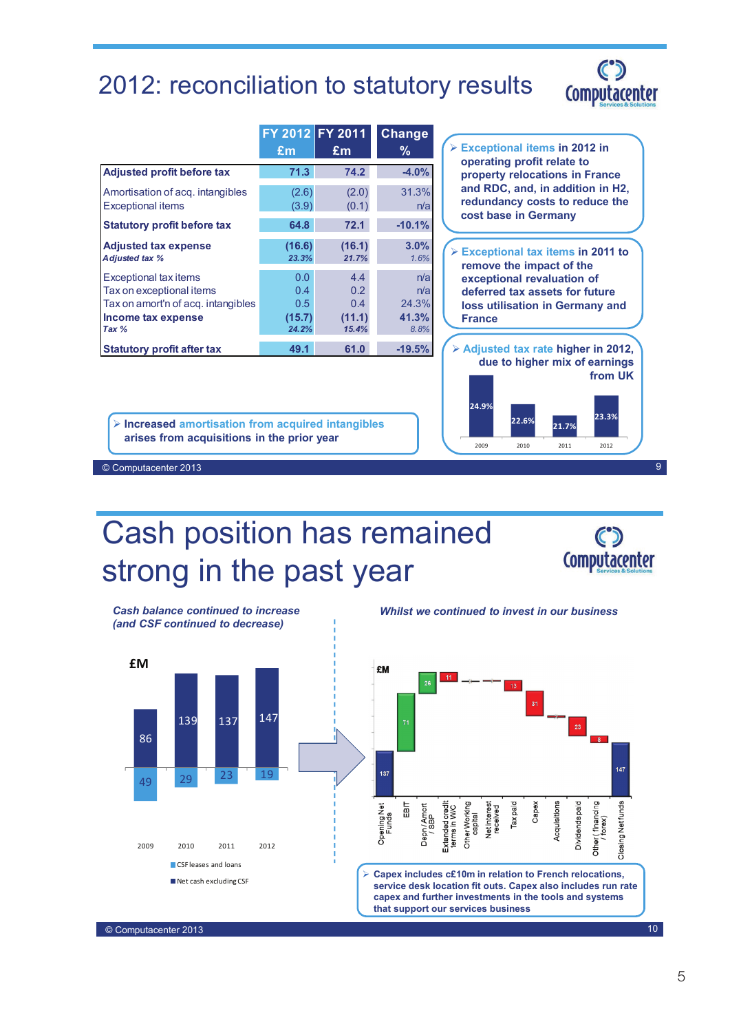# 2012: reconciliation to statutory results

| | FY 2012 £m | FY 2011 £m | Change % |
|---|---|---|---|
| **Adjusted profit before tax** | **71.3** | **74.2** | **-4.0%** |
| Amortisation of acq. intangibles | (2.6) | (2.0) | 31.3% |
| Exceptional items | (3.9) | (0.1) | n/a |
| **Statutory profit before tax** | **64.8** | **72.1** | **-10.1%** |
| **Adjusted tax expense** | **(16.6)** | **(16.1)** | **3.0%** |
| *Adjusted tax %* | *23.3%* | *21.7%* | *1.6%* |
| Exceptional tax items | 0.0 | 4.4 | n/a |
| Tax on exceptional items | 0.4 | 0.2 | n/a |
| Tax on amort'n of acq. intangibles | 0.5 | 0.4 | 24.3% |
| **Income tax expense** | **(15.7)** | **(11.1)** | **41.3%** |
| *Tax %* | *24.2%* | *15.4%* | *8.8%* |
| **Statutory profit after tax** | **49.1** | **61.0** | **-19.5%** |

- **Exceptional items in 2012 in operating profit relate to property relocations in France and RDC, and, in addition in H2, redundancy costs to reduce the cost base in Germany**
- **Exceptional tax items in 2011 to remove the impact of the exceptional revaluation of deferred tax assets for future loss utilisation in Germany and France**
- **Adjusted tax rate higher in 2012, due to higher mix of earnings from UK**

| 2009 | 2010 | 2011 | 2012 |
|---|---|---|---|
| 24.9% | 22.6% | 21.7% | 23.3% |

- **Increased amortisation from acquired intangibles arises from acquisitions in the prior year**

© Computacenter 2013

# Cash position has remained strong in the past year

***Cash balance continued to increase (and CSF continued to decrease)***

£M

| | 2009 | 2010 | 2011 | 2012 |
|---|---|---|---|---|
| Net cash excluding CSF | 86 | 139 | 137 | 147 |
| CSF leases and loans | 49 | 29 | 23 | 19 |

***Whilst we continued to invest in our business***

£M

| Item | Value |
|---|---|
| Opening Net Funds | 137 |
| EBIT | 71 |
| Depn / Amort / SBP | 26 |
| Extended credit terms in W/C | 11 |
| Other Working capital | 0 |
| Net interest received | 1 |
| Tax paid | 13 |
| Capex | 31 |
| Acquisitions | 2 |
| Dividends paid | 23 |
| Other (financing / forex) | 8 |
| Closing Net funds | 147 |

- **Capex includes c£10m in relation to French relocations, service desk location fit outs. Capex also includes run rate capex and further investments in the tools and systems that support our services business**

© Computacenter 2013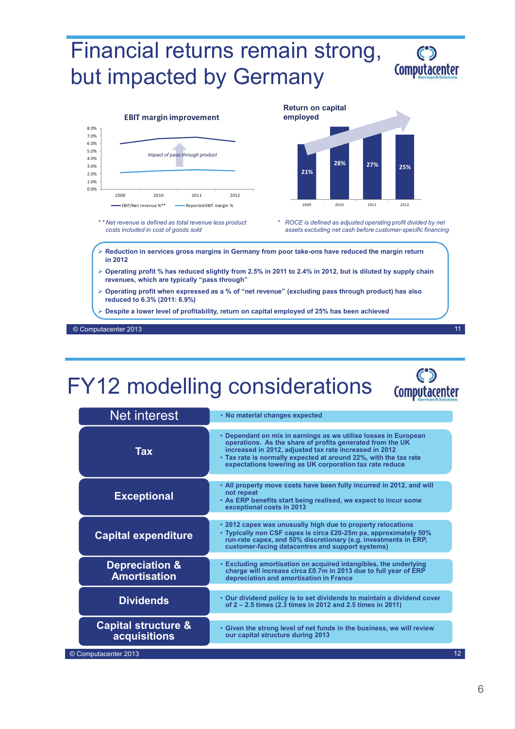# Financial returns remain strong, but impacted by Germany

**EBIT margin improvement**

| | 2009 | 2010 | 2011 | 2012 |
|---|---|---|---|---|

EBIT/Net revenue %** — Reported EBIT margin %

*Impact of pass through product*

**Return on capital employed**

| 2009 | 2010 | 2011 | 2012 |
|---|---|---|---|
| 21% | 28% | 27% | 25% |

*\** *Net revenue is defined as total revenue less product costs included in cost of goods sold*

\* *ROCE is defined as adjusted operating profit divided by net assets excluding net cash before customer-specific financing*

- **Reduction in services gross margins in Germany from poor take-ons have reduced the margin return in 2012**
- **Operating profit % has reduced slightly from 2.5% in 2011 to 2.4% in 2012, but is diluted by supply chain revenues, which are typically "pass through"**
- **Operating profit when expressed as a % of "net revenue" (excluding pass through product) has also reduced to 6.3% (2011: 6.9%)**
- **Despite a lower level of profitability, return on capital employed of 25% has been achieved**

© Computacenter 2013

# FY12 modelling considerations

| | |
|---|---|
| **Net interest** | • No material changes expected |
| **Tax** | • Dependant on mix in earnings as we utilise losses in European operations. As the share of profits generated from the UK increased in 2012, adjusted tax rate increased in 2012<br>• Tax rate is normally expected at around 22%, with the tax rate expectations lowering as UK corporation tax rate reduce |
| **Exceptional** | • All property move costs have been fully incurred in 2012, and will not repeat<br>• As ERP benefits start being realised, we expect to incur some exceptional costs in 2013 |
| **Capital expenditure** | • 2012 capex was unusually high due to property relocations<br>• Typically non CSF capex is circa £20-25m pa, approximately 50% run-rate capex, and 50% discretionary (e.g. investments in ERP, customer-facing datacentres and support systems) |
| **Depreciation & Amortisation** | • Excluding amortisation on acquired intangibles, the underlying charge will increase circa £0.7m in 2013 due to full year of ERP depreciation and amortisation in France |
| **Dividends** | • Our dividend policy is to set dividends to maintain a dividend cover of 2 – 2.5 times (2.3 times in 2012 and 2.5 times in 2011) |
| **Capital structure & acquisitions** | • Given the strong level of net funds in the business, we will review our capital structure during 2013 |

© Computacenter 2013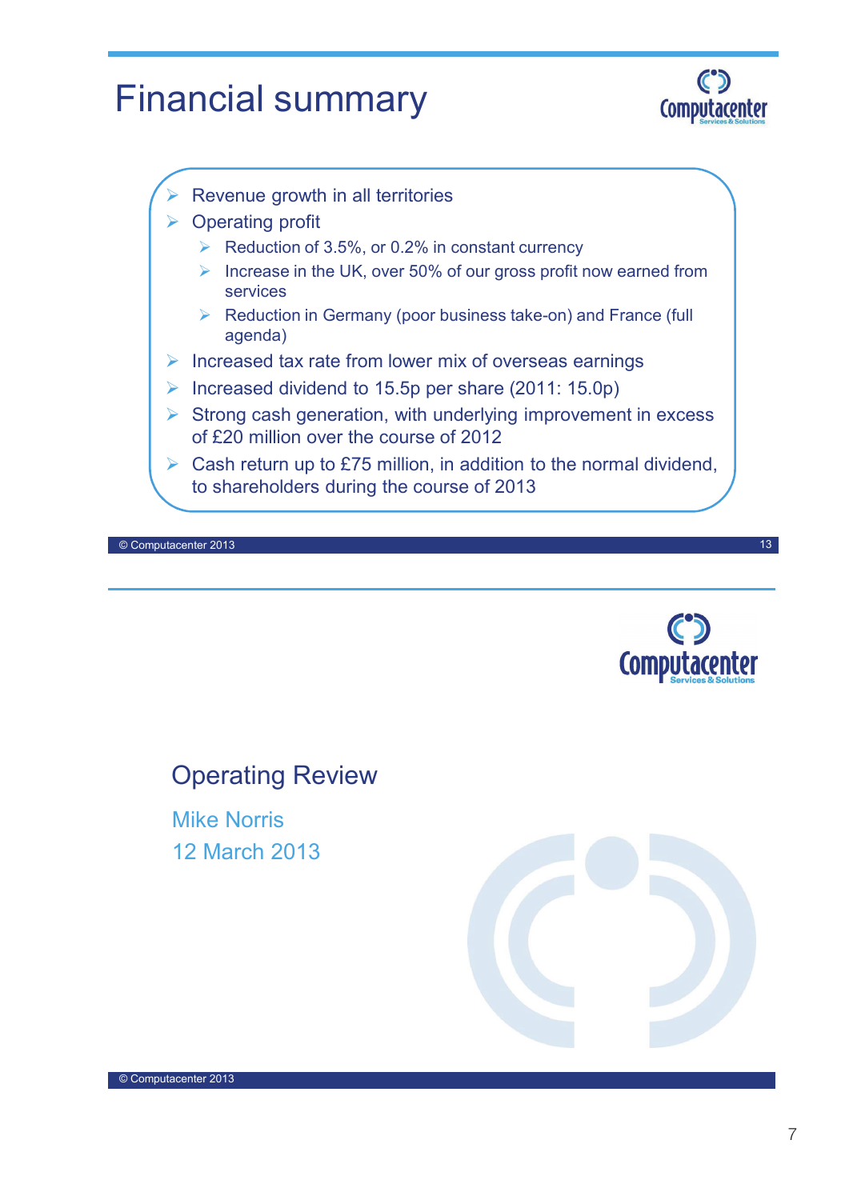# Financial summary

- Revenue growth in all territories
- Operating profit
  - Reduction of 3.5%, or 0.2% in constant currency
  - Increase in the UK, over 50% of our gross profit now earned from services
  - Reduction in Germany (poor business take-on) and France (full agenda)
- Increased tax rate from lower mix of overseas earnings
- Increased dividend to 15.5p per share (2011: 15.0p)
- Strong cash generation, with underlying improvement in excess of £20 million over the course of 2012
- Cash return up to £75 million, in addition to the normal dividend, to shareholders during the course of 2013

© Computacenter 2013

# Operating Review

Mike Norris

12 March 2013

© Computacenter 2013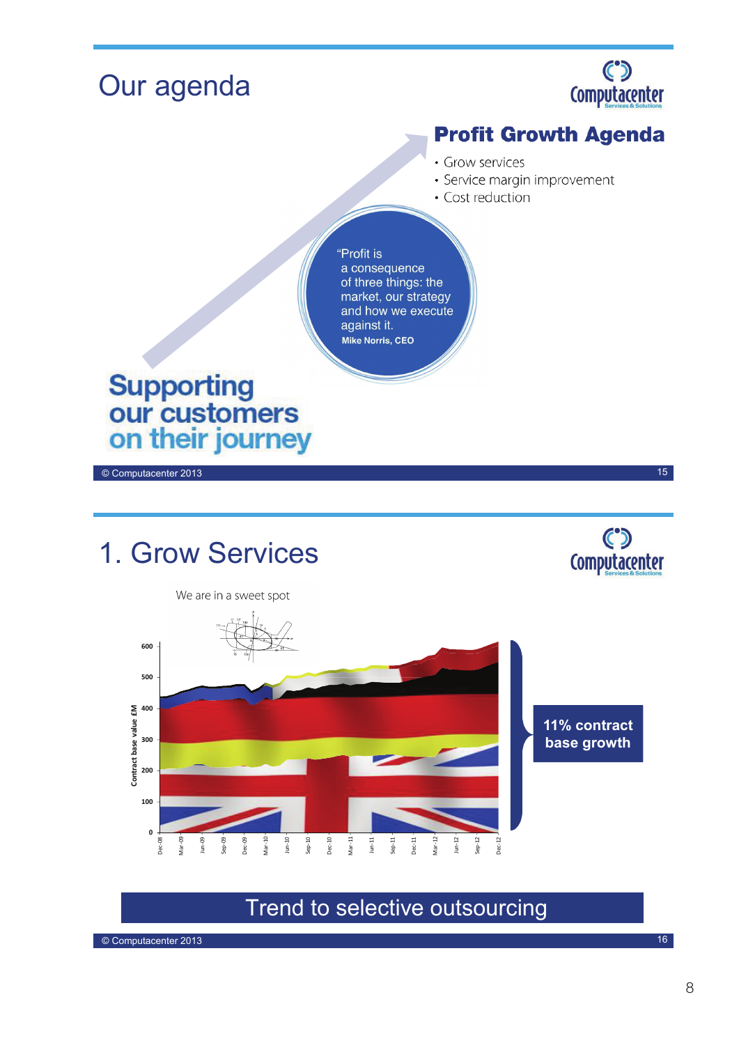# Our agenda

## Profit Growth Agenda

- Grow services
- Service margin improvement
- Cost reduction

"Profit is a consequence of three things: the market, our strategy and how we execute against it.

**Mike Norris, CEO**

**Supporting our customers on their journey**

© Computacenter 2013

# 1. Grow Services

We are in a sweet spot

**11% contract base growth**

**Trend to selective outsourcing**

© Computacenter 2013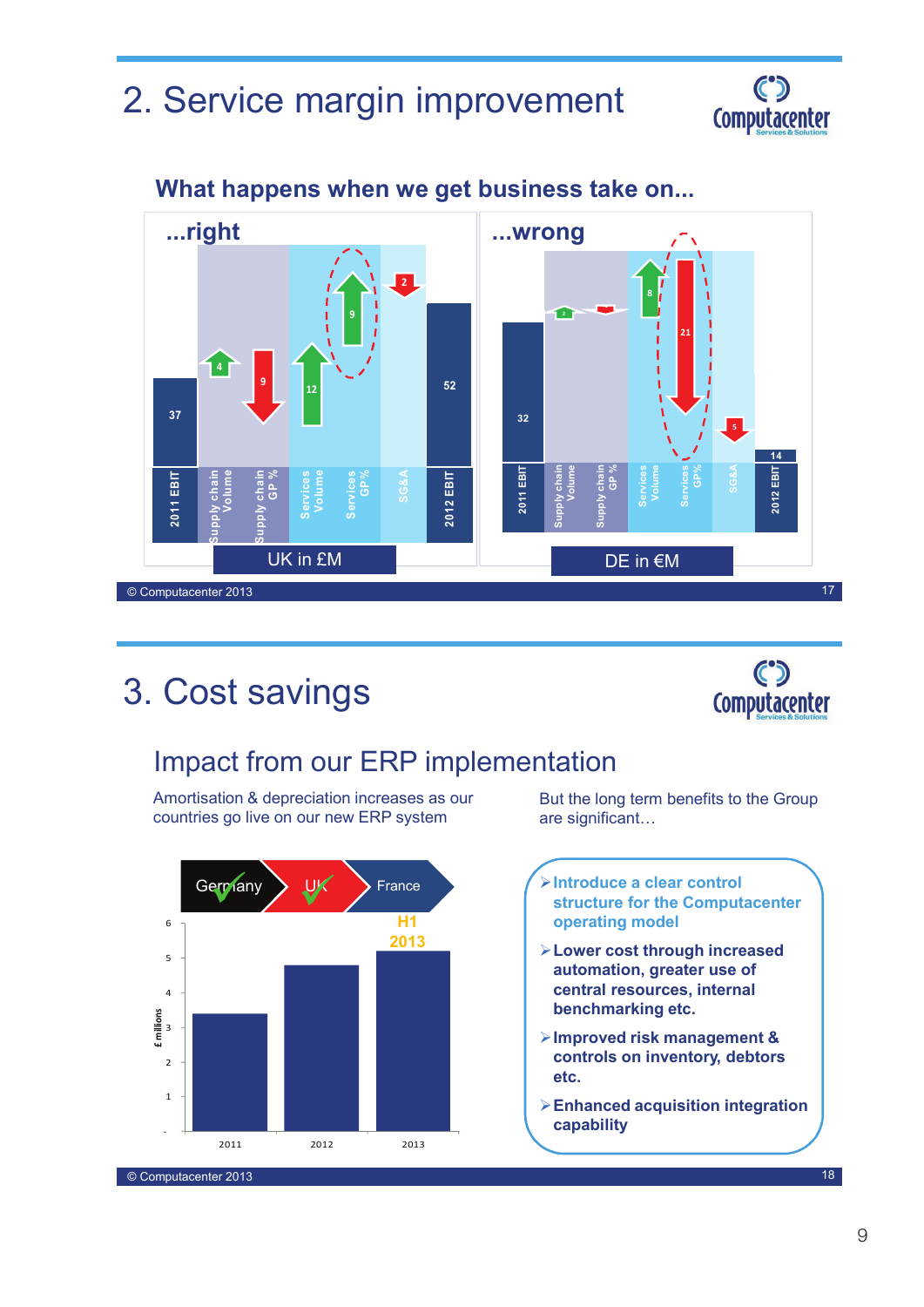# 2. Service margin improvement

## What happens when we get business take on...

### ...right

| 2011 EBIT | Supply chain Volume | Supply chain GP % | Services Volume | Services GP % | SG&A | 2012 EBIT |
|---|---|---|---|---|---|---|
| 37 | 4 | 9 | 12 | 9 | 2 | 52 |

UK in £M

### ...wrong

| 2011 EBIT | Supply chain Volume | Supply chain GP % | Services Volume | Services GP% | SG&A | 2012 EBIT |
|---|---|---|---|---|---|---|
| 32 | 2 |  | 8 | 21 | 5 | 14 |

DE in €M

# 3. Cost savings

## Impact from our ERP implementation

Amortisation & depreciation increases as our countries go live on our new ERP system

Germany ✓ UK ✓ France

| Year | £ millions |
|---|---|
| 2011 | ~3.4 |
| 2012 | ~4.8 |
| 2013 (H1 2013) | ~5.2 |

But the long term benefits to the Group are significant…

- **Introduce a clear control structure for the Computacenter operating model**
- **Lower cost through increased automation, greater use of central resources, internal benchmarking etc.**
- **Improved risk management & controls on inventory, debtors etc.**
- **Enhanced acquisition integration capability**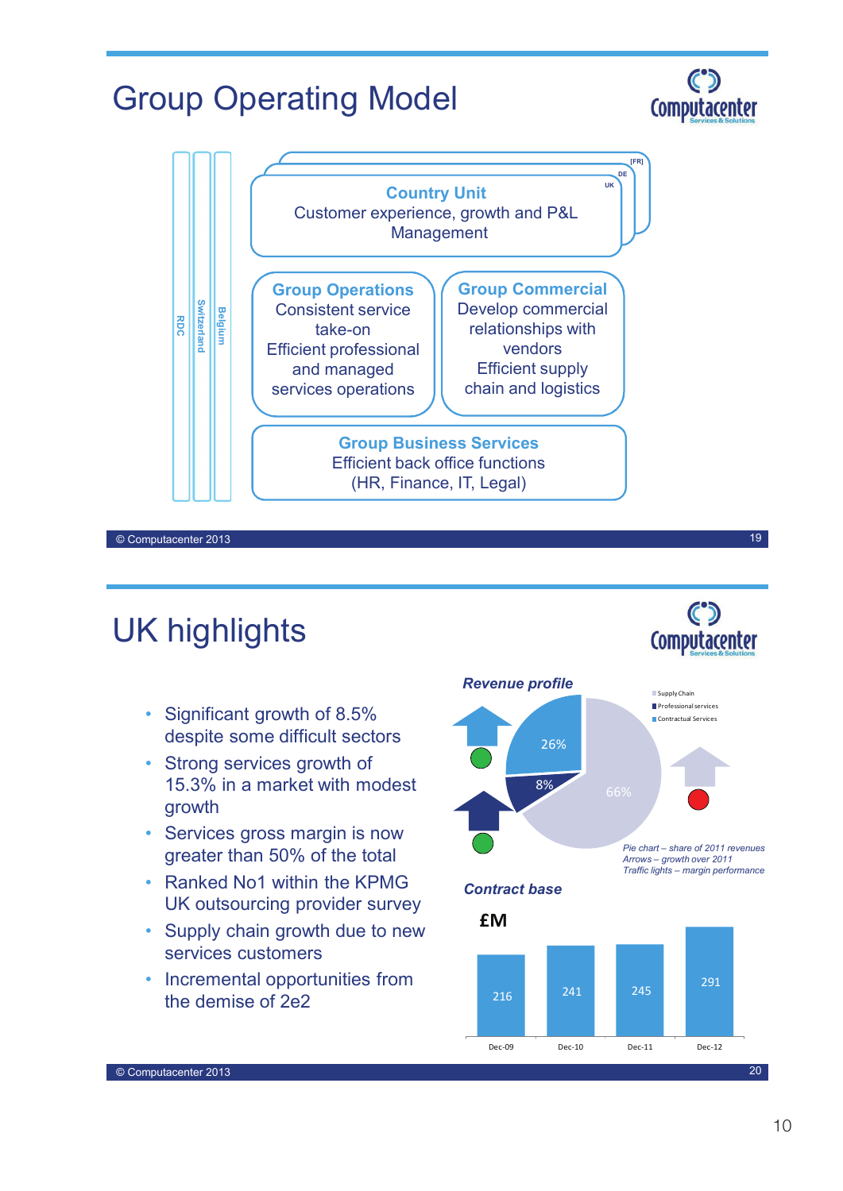# Group Operating Model

RDC | Switzerland | Belgium

[FR] | DE | UK

**Country Unit**
Customer experience, growth and P&L Management

**Group Operations**
Consistent service take-on
Efficient professional and managed services operations

**Group Commercial**
Develop commercial relationships with vendors
Efficient supply chain and logistics

**Group Business Services**
Efficient back office functions
(HR, Finance, IT, Legal)

© Computacenter 2013

# UK highlights

- Significant growth of 8.5% despite some difficult sectors
- Strong services growth of 15.3% in a market with modest growth
- Services gross margin is now greater than 50% of the total
- Ranked No1 within the KPMG UK outsourcing provider survey
- Supply chain growth due to new services customers
- Incremental opportunities from the demise of 2e2

***Revenue profile***

| Segment | Share of 2011 revenues |
|---|---|
| Supply Chain | 66% |
| Professional services | 8% |
| Contractual Services | 26% |

*Pie chart – share of 2011 revenues*
*Arrows – growth over 2011*
*Traffic lights – margin performance*

***Contract base***

£M

| Dec-09 | Dec-10 | Dec-11 | Dec-12 |
|---|---|---|---|
| 216 | 241 | 245 | 291 |

© Computacenter 2013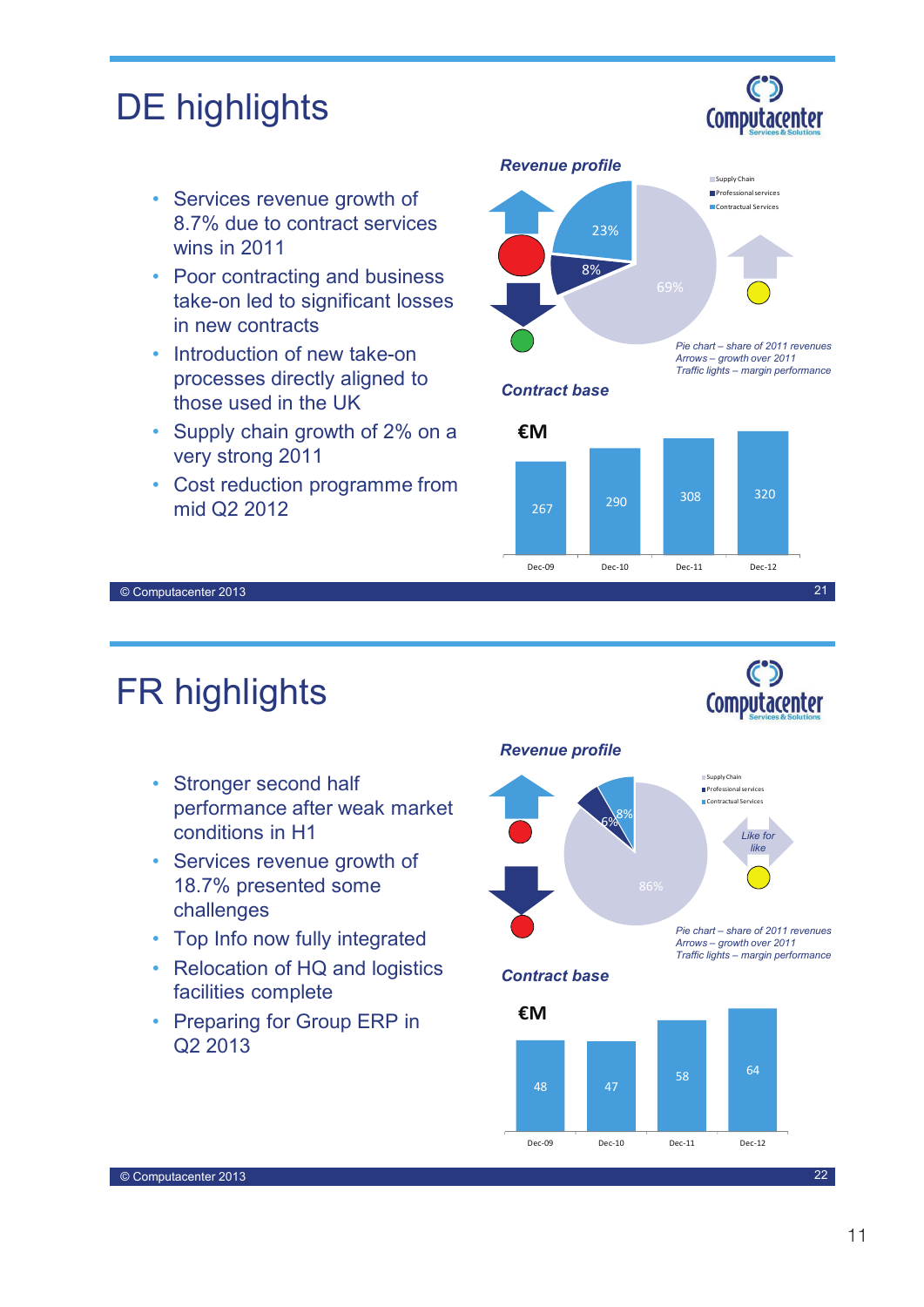# DE highlights

- Services revenue growth of 8.7% due to contract services wins in 2011
- Poor contracting and business take-on led to significant losses in new contracts
- Introduction of new take-on processes directly aligned to those used in the UK
- Supply chain growth of 2% on a very strong 2011
- Cost reduction programme from mid Q2 2012

**Revenue profile**

- Supply Chain: 69%
- Professional services: 8%
- Contractual Services: 23%

*Pie chart – share of 2011 revenues*
*Arrows – growth over 2011*
*Traffic lights – margin performance*

**Contract base**

€M

| Dec-09 | Dec-10 | Dec-11 | Dec-12 |
|---|---|---|---|
| 267 | 290 | 308 | 320 |

© Computacenter 2013

# FR highlights

- Stronger second half performance after weak market conditions in H1
- Services revenue growth of 18.7% presented some challenges
- Top Info now fully integrated
- Relocation of HQ and logistics facilities complete
- Preparing for Group ERP in Q2 2013

**Revenue profile**

- Supply Chain: 86%
- Professional services: 6%
- Contractual Services: 8%

*Like for like*

*Pie chart – share of 2011 revenues*
*Arrows – growth over 2011*
*Traffic lights – margin performance*

**Contract base**

€M

| Dec-09 | Dec-10 | Dec-11 | Dec-12 |
|---|---|---|---|
| 48 | 47 | 58 | 64 |

© Computacenter 2013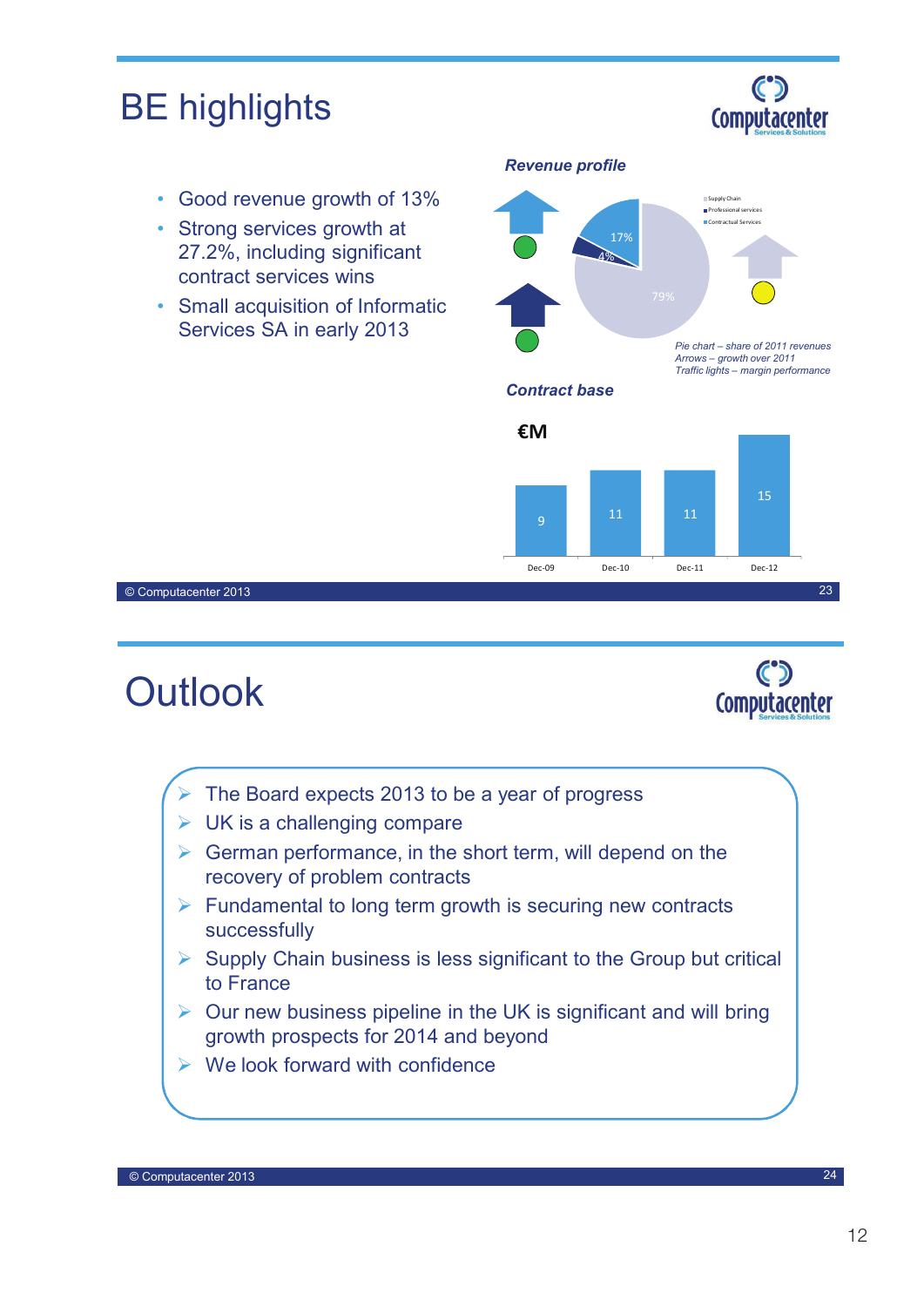# BE highlights

- Good revenue growth of 13%
- Strong services growth at 27.2%, including significant contract services wins
- Small acquisition of Informatic Services SA in early 2013

***Revenue profile***

- Supply Chain: 79%
- Professional services: 4%
- Contractual Services: 17%

*Pie chart – share of 2011 revenues*
*Arrows – growth over 2011*
*Traffic lights – margin performance*

***Contract base***

**€M**

| Dec-09 | Dec-10 | Dec-11 | Dec-12 |
|---|---|---|---|
| 9 | 11 | 11 | 15 |

© Computacenter 2013

# Outlook

- The Board expects 2013 to be a year of progress
- UK is a challenging compare
- German performance, in the short term, will depend on the recovery of problem contracts
- Fundamental to long term growth is securing new contracts successfully
- Supply Chain business is less significant to the Group but critical to France
- Our new business pipeline in the UK is significant and will bring growth prospects for 2014 and beyond
- We look forward with confidence

© Computacenter 2013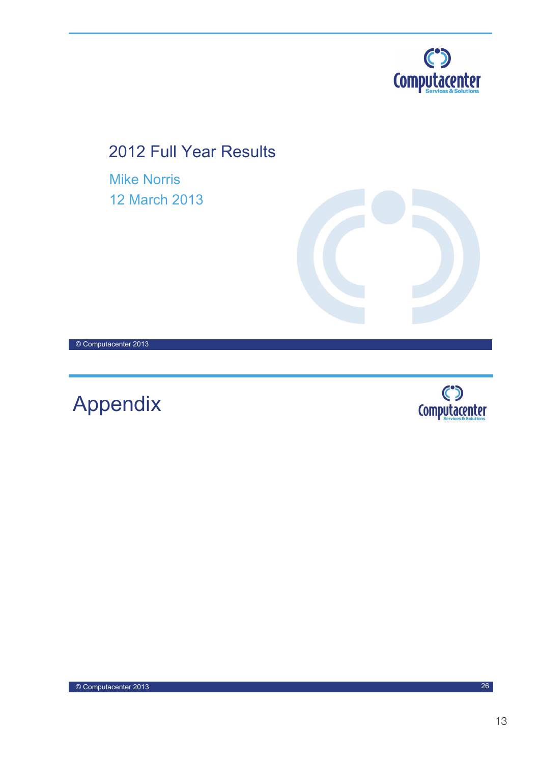# 2012 Full Year Results

Mike Norris

12 March 2013

© Computacenter 2013

# Appendix

© Computacenter 2013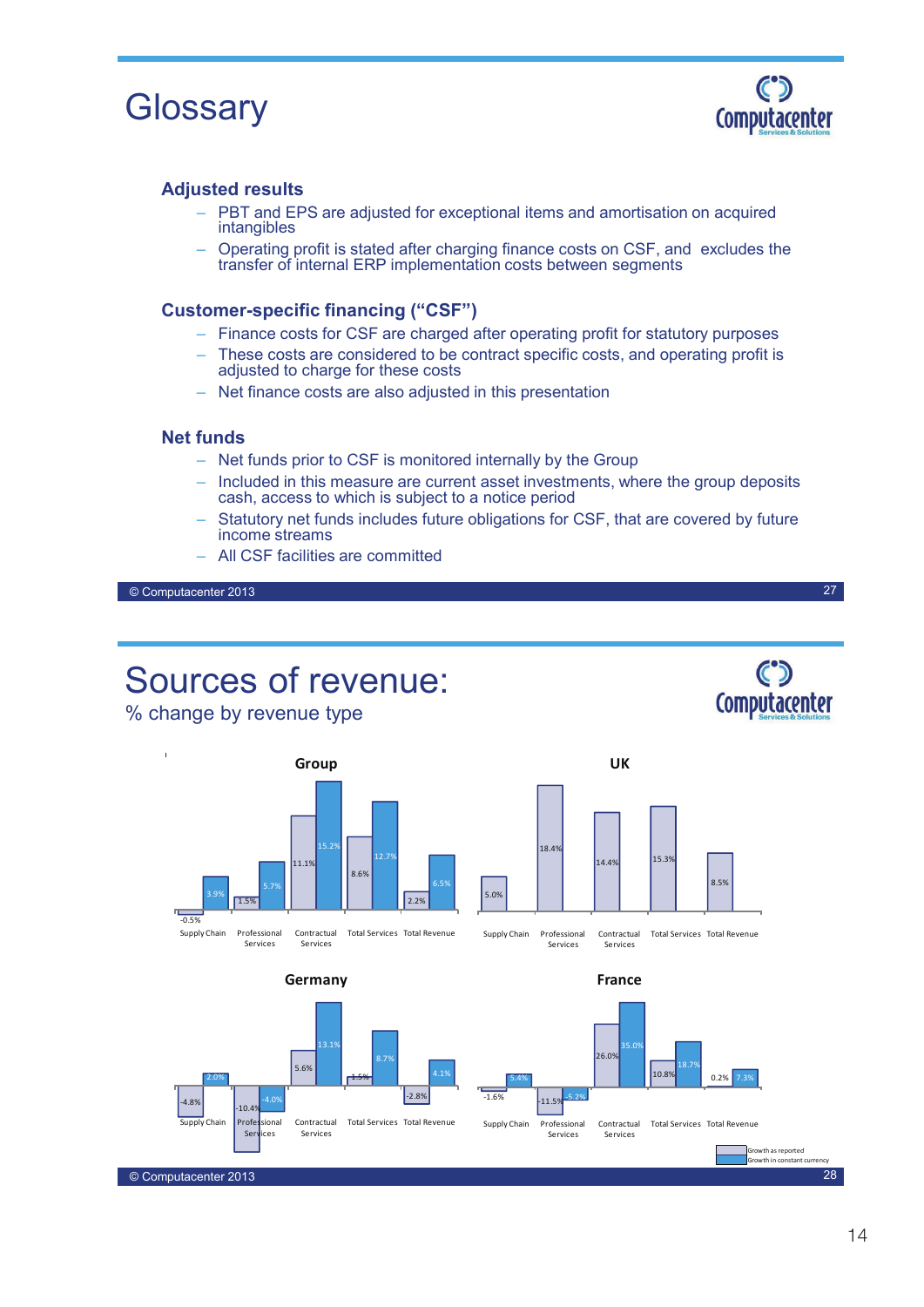# Glossary

### Adjusted results

- PBT and EPS are adjusted for exceptional items and amortisation on acquired intangibles
- Operating profit is stated after charging finance costs on CSF, and excludes the transfer of internal ERP implementation costs between segments

### Customer-specific financing ("CSF")

- Finance costs for CSF are charged after operating profit for statutory purposes
- These costs are considered to be contract specific costs, and operating profit is adjusted to charge for these costs
- Net finance costs are also adjusted in this presentation

### Net funds

- Net funds prior to CSF is monitored internally by the Group
- Included in this measure are current asset investments, where the group deposits cash, access to which is subject to a notice period
- Statutory net funds includes future obligations for CSF, that are covered by future income streams
- All CSF facilities are committed

© Computacenter 2013

# Sources of revenue:

## % change by revenue type

### Group

| | Growth as reported | Growth in constant currency |
|---|---|---|
| Supply Chain | -0.5% | 3.9% |
| Professional Services | 1.5% | 5.7% |
| Contractual Services | 11.1% | 15.2% |
| Total Services | 8.6% | 12.7% |
| Total Revenue | 2.2% | 6.5% |

### UK

| | Growth as reported |
|---|---|
| Supply Chain | 5.0% |
| Professional Services | 18.4% |
| Contractual Services | 14.4% |
| Total Services | 15.3% |
| Total Revenue | 8.5% |

### Germany

| | Growth as reported | Growth in constant currency |
|---|---|---|
| Supply Chain | -4.8% | 2.0% |
| Professional Services | -10.4% | -4.0% |
| Contractual Services | 5.6% | 13.1% |
| Total Services | 1.5% | 8.7% |
| Total Revenue | -2.8% | 4.1% |

### France

| | Growth as reported | Growth in constant currency |
|---|---|---|
| Supply Chain | -1.6% | 5.4% |
| Professional Services | -11.5% | -5.2% |
| Contractual Services | 26.0% | 35.0% |
| Total Services | 10.8% | 18.7% |
| Total Revenue | 0.2% | 7.3% |

© Computacenter 2013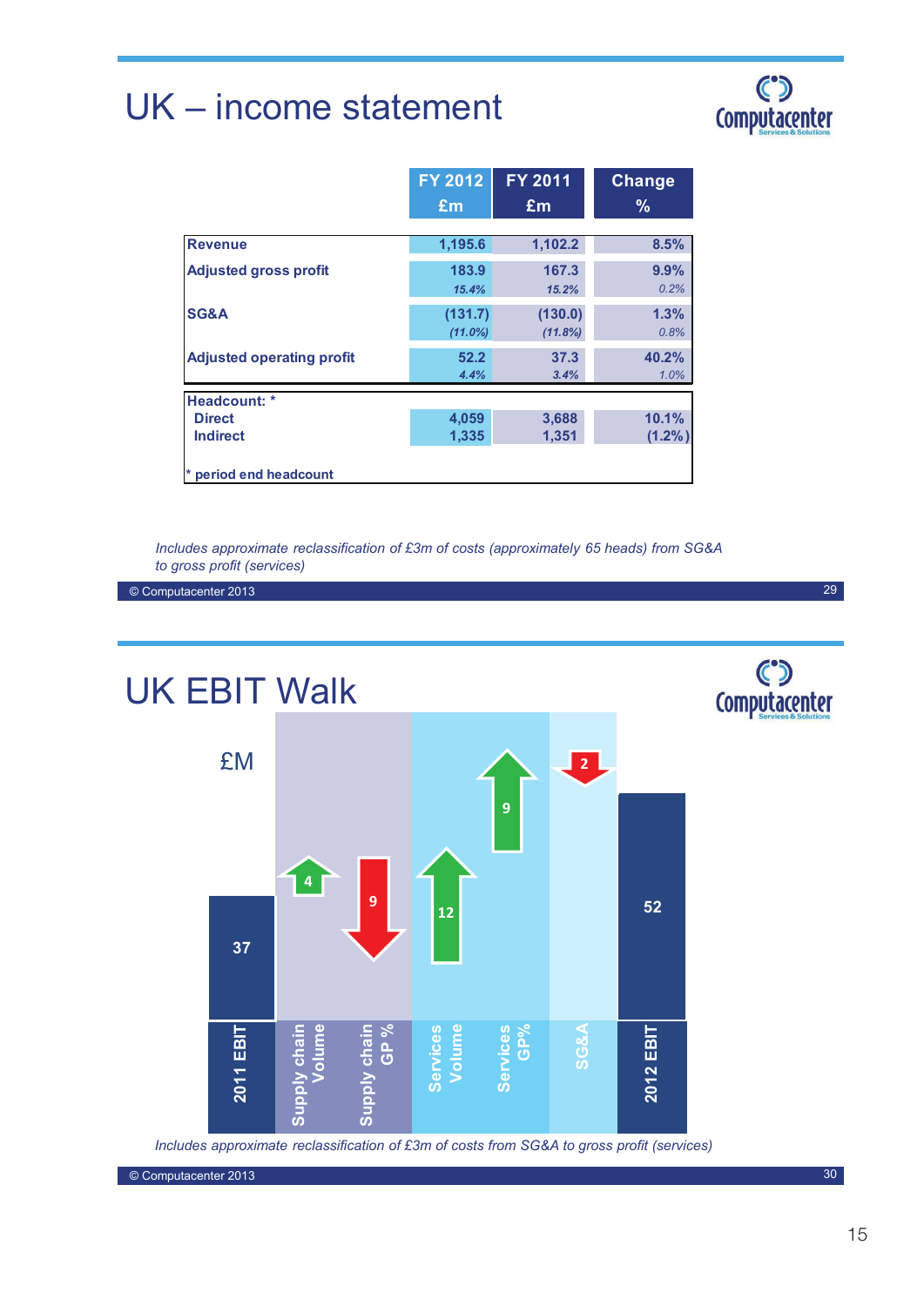# UK – income statement

| | FY 2012 £m | FY 2011 £m | Change % |
|---|---|---|---|
| Revenue | 1,195.6 | 1,102.2 | 8.5% |
| Adjusted gross profit | 183.9 | 167.3 | 9.9% |
| | *15.4%* | *15.2%* | *0.2%* |
| SG&A | (131.7) | (130.0) | 1.3% |
| | *(11.0%)* | *(11.8%)* | *0.8%* |
| Adjusted operating profit | 52.2 | 37.3 | 40.2% |
| | *4.4%* | *3.4%* | *1.0%* |
| Headcount: * | | | |
| Direct | 4,059 | 3,688 | 10.1% |
| Indirect | 1,335 | 1,351 | (1.2%) |

\* period end headcount

*Includes approximate reclassification of £3m of costs (approximately 65 heads) from SG&A to gross profit (services)*

© Computacenter 2013

# UK EBIT Walk

£M

| Item | £M |
|---|---|
| 2011 EBIT | 37 |
| Supply chain Volume | 4 |
| Supply chain GP % | (9) |
| Services Volume | 12 |
| Services GP% | 9 |
| SG&A | (2) |
| 2012 EBIT | 52 |

*Includes approximate reclassification of £3m of costs from SG&A to gross profit (services)*

© Computacenter 2013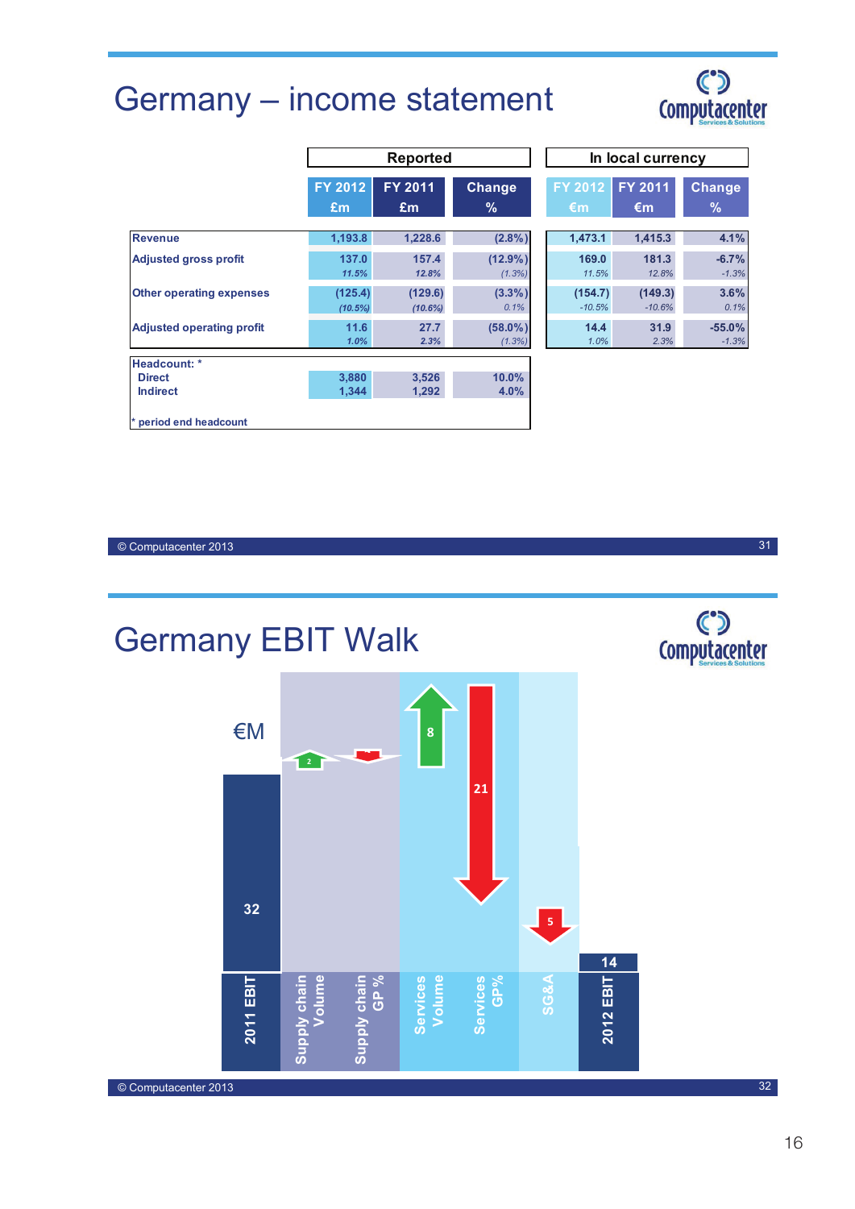# Germany – income statement

| | Reported | | | In local currency | | |
|---|---|---|---|---|---|---|
| | FY 2012 £m | FY 2011 £m | Change % | FY 2012 €m | FY 2011 €m | Change % |
| Revenue | 1,193.8 | 1,228.6 | (2.8%) | 1,473.1 | 1,415.3 | 4.1% |
| Adjusted gross profit | 137.0 | 157.4 | (12.9%) | 169.0 | 181.3 | -6.7% |
| | *11.5%* | *12.8%* | *(1.3%)* | *11.5%* | *12.8%* | *-1.3%* |
| Other operating expenses | (125.4) | (129.6) | (3.3%) | (154.7) | (149.3) | 3.6% |
| | *(10.5%)* | *(10.6%)* | *0.1%* | *-10.5%* | *-10.6%* | *0.1%* |
| Adjusted operating profit | 11.6 | 27.7 | (58.0%) | 14.4 | 31.9 | -55.0% |
| | *1.0%* | *2.3%* | *(1.3%)* | *1.0%* | *2.3%* | *-1.3%* |

| Headcount: * | FY 2012 | FY 2011 | Change % |
|---|---|---|---|
| Direct | 3,880 | 3,526 | 10.0% |
| Indirect | 1,344 | 1,292 | 4.0% |

* period end headcount

# Germany EBIT Walk

€M

| 2011 EBIT | Supply chain Volume | Supply chain GP % | Services Volume | Services GP% | SG&A | 2012 EBIT |
|---|---|---|---|---|---|---|
| 32 | 2 | | 8 | 21 | 5 | 14 |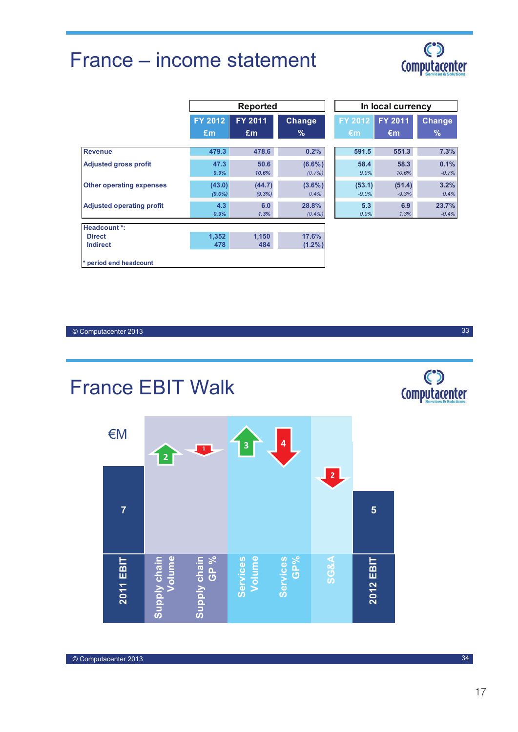# France – income statement

| | Reported | | | In local currency | | |
|---|---|---|---|---|---|---|
| | FY 2012 £m | FY 2011 £m | Change % | FY 2012 €m | FY 2011 €m | Change % |
| Revenue | 479.3 | 478.6 | 0.2% | 591.5 | 551.3 | 7.3% |
| Adjusted gross profit | 47.3 | 50.6 | (6.6%) | 58.4 | 58.3 | 0.1% |
| | *9.9%* | *10.6%* | *(0.7%)* | *9.9%* | *10.6%* | *-0.7%* |
| Other operating expenses | (43.0) | (44.7) | (3.6%) | (53.1) | (51.4) | 3.2% |
| | *(9.0%)* | *(9.3%)* | *0.4%* | *-9.0%* | *-9.3%* | *0.4%* |
| Adjusted operating profit | 4.3 | 6.0 | 28.8% | 5.3 | 6.9 | 23.7% |
| | *0.9%* | *1.3%* | *(0.4%)* | *0.9%* | *1.3%* | *-0.4%* |

| Headcount *: | FY 2012 | FY 2011 | Change % |
|---|---|---|---|
| Direct | 1,352 | 1,150 | 17.6% |
| Indirect | 478 | 484 | (1.2%) |

* period end headcount

© Computacenter 2013

# France EBIT Walk

€M

| 2011 EBIT | Supply chain Volume | Supply chain GP % | Services Volume | Services GP% | SG&A | 2012 EBIT |
|---|---|---|---|---|---|---|
| 7 | 2 (up) | 1 (down) | 3 (up) | 4 (down) | 2 (down) | 5 |

© Computacenter 2013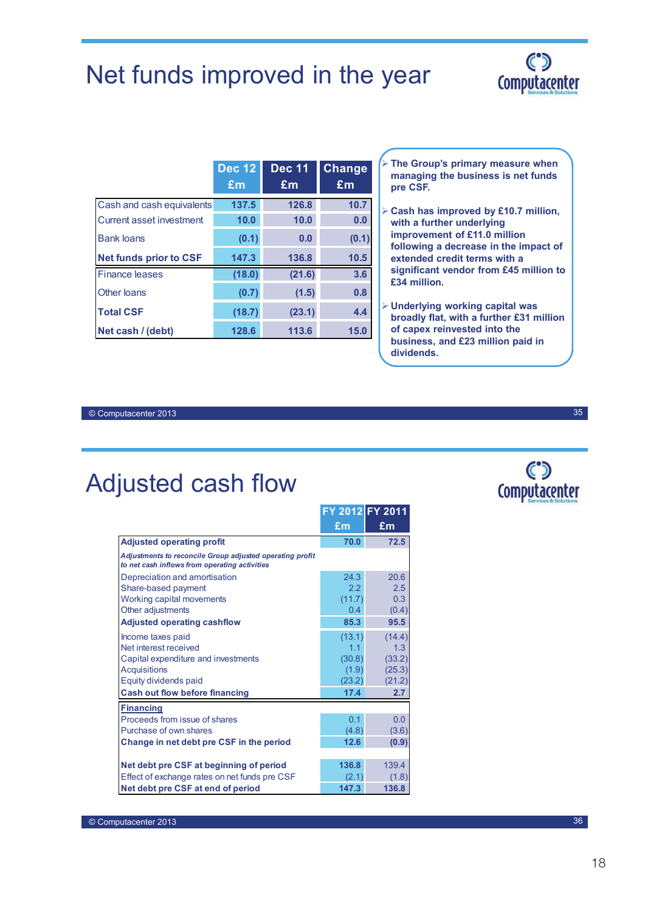# Net funds improved in the year

| | Dec 12 £m | Dec 11 £m | Change £m |
|---|---|---|---|
| Cash and cash equivalents | 137.5 | 126.8 | 10.7 |
| Current asset investment | 10.0 | 10.0 | 0.0 |
| Bank loans | (0.1) | 0.0 | (0.1) |
| **Net funds prior to CSF** | **147.3** | **136.8** | **10.5** |
| Finance leases | (18.0) | (21.6) | 3.6 |
| Other loans | (0.7) | (1.5) | 0.8 |
| **Total CSF** | **(18.7)** | **(23.1)** | **4.4** |
| **Net cash / (debt)** | **128.6** | **113.6** | **15.0** |

- **The Group's primary measure when managing the business is net funds pre CSF.**
- **Cash has improved by £10.7 million, with a further underlying improvement of £11.0 million following a decrease in the impact of extended credit terms with a significant vendor from £45 million to £34 million.**
- **Underlying working capital was broadly flat, with a further £31 million of capex reinvested into the business, and £23 million paid in dividends.**

# Adjusted cash flow

| | FY 2012 £m | FY 2011 £m |
|---|---|---|
| **Adjusted operating profit** | **70.0** | **72.5** |
| ***Adjustments to reconcile Group adjusted operating profit to net cash inflows from operating activities*** | | |
| Depreciation and amortisation | 24.3 | 20.6 |
| Share-based payment | 2.2 | 2.5 |
| Working capital movements | (11.7) | 0.3 |
| Other adjustments | 0.4 | (0.4) |
| **Adjusted operating cashflow** | **85.3** | **95.5** |
| Income taxes paid | (13.1) | (14.4) |
| Net interest received | 1.1 | 1.3 |
| Capital expenditure and investments | (30.8) | (33.2) |
| Acquisitions | (1.9) | (25.3) |
| Equity dividends paid | (23.2) | (21.2) |
| **Cash out flow before financing** | **17.4** | **2.7** |
| **Financing** | | |
| Proceeds from issue of shares | 0.1 | 0.0 |
| Purchase of own shares | (4.8) | (3.6) |
| **Change in net debt pre CSF in the period** | **12.6** | **(0.9)** |
| **Net debt pre CSF at beginning of period** | **136.8** | 139.4 |
| Effect of exchange rates on net funds pre CSF | (2.1) | (1.8) |
| **Net debt pre CSF at end of period** | **147.3** | **136.8** |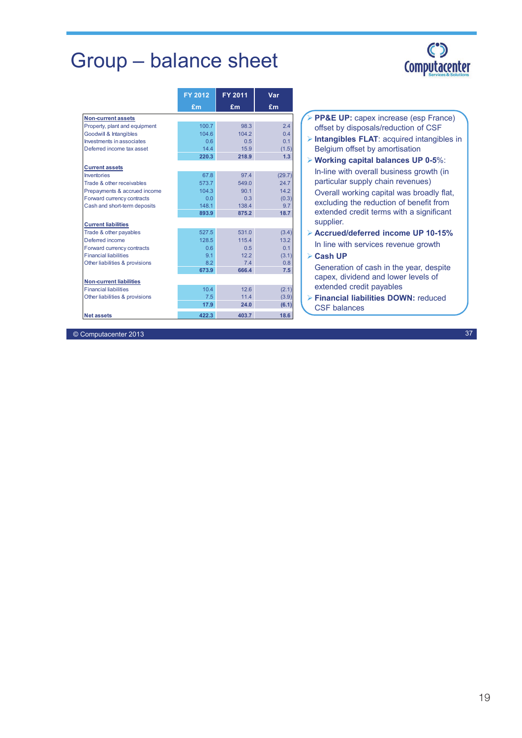# Group – balance sheet

| | FY 2012 £m | FY 2011 £m | Var £m |
|---|---|---|---|
| **Non-current assets** | | | |
| Property, plant and equipment | 100.7 | 98.3 | 2.4 |
| Goodwill & Intangibles | 104.6 | 104.2 | 0.4 |
| Investments in associates | 0.6 | 0.5 | 0.1 |
| Deferred income tax asset | 14.4 | 15.9 | (1.5) |
| | **220.3** | **218.9** | **1.3** |
| **Current assets** | | | |
| Inventories | 67.8 | 97.4 | (29.7) |
| Trade & other receivables | 573.7 | 549.0 | 24.7 |
| Prepayments & accrued income | 104.3 | 90.1 | 14.2 |
| Forward currency contracts | 0.0 | 0.3 | (0.3) |
| Cash and short-term deposits | 148.1 | 138.4 | 9.7 |
| | **893.9** | **875.2** | **18.7** |
| **Current liabilities** | | | |
| Trade & other payables | 527.5 | 531.0 | (3.4) |
| Deferred income | 128.5 | 115.4 | 13.2 |
| Forward currency contracts | 0.6 | 0.5 | 0.1 |
| Financial liabilities | 9.1 | 12.2 | (3.1) |
| Other liabilities & provisions | 8.2 | 7.4 | 0.8 |
| | **673.9** | **666.4** | **7.5** |
| **Non-current liabilities** | | | |
| Financial liabilities | 10.4 | 12.6 | (2.1) |
| Other liabilities & provisions | 7.5 | 11.4 | (3.9) |
| | **17.9** | **24.0** | **(6.1)** |
| **Net assets** | **422.3** | **403.7** | **18.6** |

- **PP&E UP:** capex increase (esp France) offset by disposals/reduction of CSF
- **Intangibles FLAT**: acquired intangibles in Belgium offset by amortisation
- **Working capital balances UP 0-5**%:
  In-line with overall business growth (in particular supply chain revenues)
  Overall working capital was broadly flat, excluding the reduction of benefit from extended credit terms with a significant supplier.
- **Accrued/deferred income UP 10-15%**
  In line with services revenue growth
- **Cash UP**
  Generation of cash in the year, despite capex, dividend and lower levels of extended credit payables
- **Financial liabilities DOWN:** reduced CSF balances

© Computacenter 2013